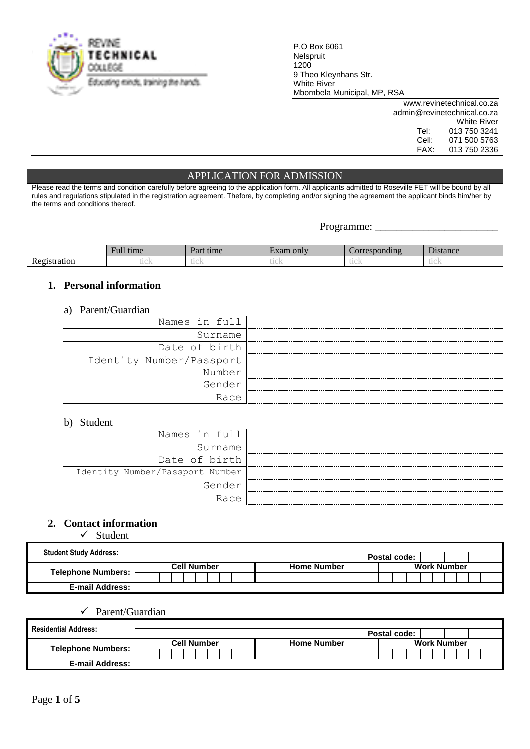REVINE TECHNICAL COLLEGE
Educating minds, training the hands.

P.O Box 6061
Nelspruit
1200
9 Theo Kleynhans Str.
White River
Mbombela Municipal, MP, RSA

www.revinetechnical.co.za
admin@revinetechnical.co.za
White River
Tel: 013 750 3241
Cell: 071 500 5763
FAX: 013 750 2336

# APPLICATION FOR ADMISSION

Please read the terms and condition carefully before agreeing to the application form. All applicants admitted to Roseville FET will be bound by all rules and regulations stipulated in the registration agreement. Thefore, by completing and/or signing the agreement the applicant binds him/her by the terms and conditions thereof.

Programme: _______________________

| | Full time | Part time | Exam only | Corresponding | Distance |
|---|---|---|---|---|---|
| Registration | tick | tick | tick | tick | tick |

## 1. Personal information

a) Parent/Guardian

| | |
|---|---|
| Names in full | |
| Surname | |
| Date of birth | |
| Identity Number/Passport Number | |
| Gender | |
| Race | |

b) Student

| | |
|---|---|
| Names in full | |
| Surname | |
| Date of birth | |
| Identity Number/Passport Number | |
| Gender | |
| Race | |

## 2. Contact information

✓ Student

| | | | |
|---|---|---|---|
| **Student Study Address:** | | | |
| | | **Postal code:** | |
| **Telephone Numbers:** | **Cell Number** | **Home Number** | **Work Number** |
| | | | |
| **E-mail Address:** | | | |

✓ Parent/Guardian

| | | | |
|---|---|---|---|
| **Residential Address:** | | | |
| | | **Postal code:** | |
| **Telephone Numbers:** | **Cell Number** | **Home Number** | **Work Number** |
| | | | |
| **E-mail Address:** | | | |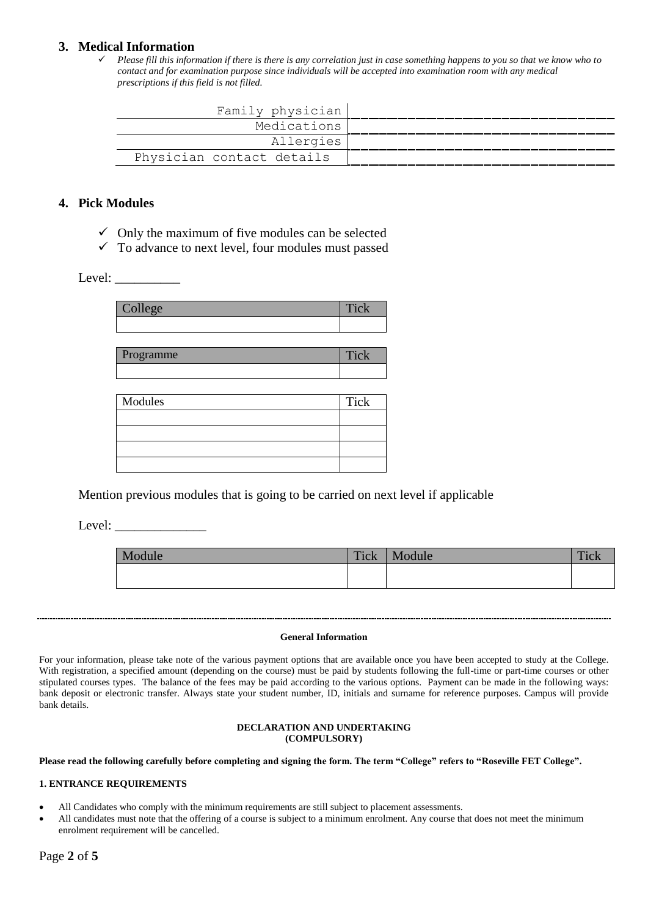## 3. Medical Information

- ✓ *Please fill this information if there is there is any correlation just in case something happens to you so that we know who to contact and for examination purpose since individuals will be accepted into examination room with any medical prescriptions if this field is not filled.*

| | |
|---|---|
| Family physician | |
| Medications | |
| Allergies | |
| Physician contact details | |

## 4. Pick Modules

- ✓ Only the maximum of five modules can be selected
- ✓ To advance to next level, four modules must passed

Level: __________

| College | Tick |
|---|---|
| | |

| Programme | Tick |
|---|---|
| | |

| Modules | Tick |
|---|---|
| | |
| | |
| | |
| | |

Mention previous modules that is going to be carried on next level if applicable

Level: ______________

| Module | Tick | Module | Tick |
|---|---|---|---|
| | | | |

---

**General Information**

For your information, please take note of the various payment options that are available once you have been accepted to study at the College. With registration, a specified amount (depending on the course) must be paid by students following the full-time or part-time courses or other stipulated courses types. The balance of the fees may be paid according to the various options. Payment can be made in the following ways: bank deposit or electronic transfer. Always state your student number, ID, initials and surname for reference purposes. Campus will provide bank details.

**DECLARATION AND UNDERTAKING**
**(COMPULSORY)**

**Please read the following carefully before completing and signing the form. The term "College" refers to "Roseville FET College".**

**1. ENTRANCE REQUIREMENTS**

- All Candidates who comply with the minimum requirements are still subject to placement assessments.
- All candidates must note that the offering of a course is subject to a minimum enrolment. Any course that does not meet the minimum enrolment requirement will be cancelled.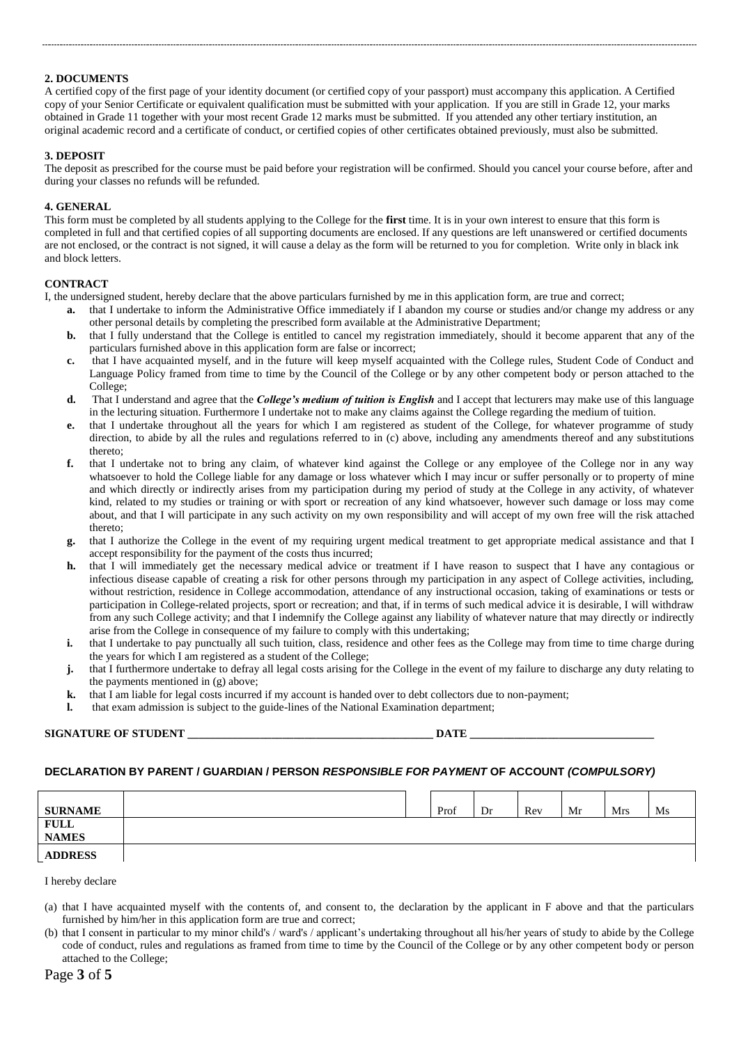### 2. DOCUMENTS

A certified copy of the first page of your identity document (or certified copy of your passport) must accompany this application. A Certified copy of your Senior Certificate or equivalent qualification must be submitted with your application. If you are still in Grade 12, your marks obtained in Grade 11 together with your most recent Grade 12 marks must be submitted. If you attended any other tertiary institution, an original academic record and a certificate of conduct, or certified copies of other certificates obtained previously, must also be submitted.

### 3. DEPOSIT

The deposit as prescribed for the course must be paid before your registration will be confirmed. Should you cancel your course before, after and during your classes no refunds will be refunded.

### 4. GENERAL

This form must be completed by all students applying to the College for the **first** time. It is in your own interest to ensure that this form is completed in full and that certified copies of all supporting documents are enclosed. If any questions are left unanswered or certified documents are not enclosed, or the contract is not signed, it will cause a delay as the form will be returned to you for completion. Write only in black ink and block letters.

### CONTRACT

I, the undersigned student, hereby declare that the above particulars furnished by me in this application form, are true and correct;

- **a.** that I undertake to inform the Administrative Office immediately if I abandon my course or studies and/or change my address or any other personal details by completing the prescribed form available at the Administrative Department;
- **b.** that I fully understand that the College is entitled to cancel my registration immediately, should it become apparent that any of the particulars furnished above in this application form are false or incorrect;
- **c.** that I have acquainted myself, and in the future will keep myself acquainted with the College rules, Student Code of Conduct and Language Policy framed from time to time by the Council of the College or by any other competent body or person attached to the College;
- **d.** That I understand and agree that the ***College's medium of tuition is English*** and I accept that lecturers may make use of this language in the lecturing situation. Furthermore I undertake not to make any claims against the College regarding the medium of tuition.
- **e.** that I undertake throughout all the years for which I am registered as student of the College, for whatever programme of study direction, to abide by all the rules and regulations referred to in (c) above, including any amendments thereof and any substitutions thereto;
- **f.** that I undertake not to bring any claim, of whatever kind against the College or any employee of the College nor in any way whatsoever to hold the College liable for any damage or loss whatever which I may incur or suffer personally or to property of mine and which directly or indirectly arises from my participation during my period of study at the College in any activity, of whatever kind, related to my studies or training or with sport or recreation of any kind whatsoever, however such damage or loss may come about, and that I will participate in any such activity on my own responsibility and will accept of my own free will the risk attached thereto;
- **g.** that I authorize the College in the event of my requiring urgent medical treatment to get appropriate medical assistance and that I accept responsibility for the payment of the costs thus incurred;
- **h.** that I will immediately get the necessary medical advice or treatment if I have reason to suspect that I have any contagious or infectious disease capable of creating a risk for other persons through my participation in any aspect of College activities, including, without restriction, residence in College accommodation, attendance of any instructional occasion, taking of examinations or tests or participation in College-related projects, sport or recreation; and that, if in terms of such medical advice it is desirable, I will withdraw from any such College activity; and that I indemnify the College against any liability of whatever nature that may directly or indirectly arise from the College in consequence of my failure to comply with this undertaking;
- **i.** that I undertake to pay punctually all such tuition, class, residence and other fees as the College may from time to time charge during the years for which I am registered as a student of the College;
- **j.** that I furthermore undertake to defray all legal costs arising for the College in the event of my failure to discharge any duty relating to the payments mentioned in (g) above;
- **k.** that I am liable for legal costs incurred if my account is handed over to debt collectors due to non-payment;
- **l.** that exam admission is subject to the guide-lines of the National Examination department;

**SIGNATURE OF STUDENT** ____________________________________________ **DATE** ________________________________

### DECLARATION BY PARENT / GUARDIAN / PERSON *RESPONSIBLE FOR PAYMENT* OF ACCOUNT *(COMPULSORY)*

| | | | | | | | | |
|---|---|---|---|---|---|---|---|---|
| **SURNAME** | | | Prof | Dr | Rev | Mr | Mrs | Ms |
| **FULL NAMES** | | | | | | | | |
| **ADDRESS** | | | | | | | | |

I hereby declare

(a) that I have acquainted myself with the contents of, and consent to, the declaration by the applicant in F above and that the particulars furnished by him/her in this application form are true and correct;

(b) that I consent in particular to my minor child's / ward's / applicant's undertaking throughout all his/her years of study to abide by the College code of conduct, rules and regulations as framed from time to time by the Council of the College or by any other competent body or person attached to the College;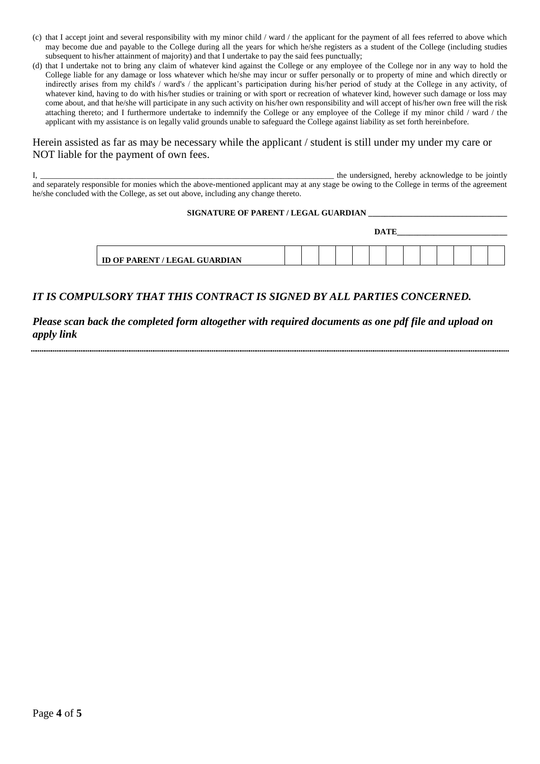(c) that I accept joint and several responsibility with my minor child / ward / the applicant for the payment of all fees referred to above which may become due and payable to the College during all the years for which he/she registers as a student of the College (including studies subsequent to his/her attainment of majority) and that I undertake to pay the said fees punctually;

(d) that I undertake not to bring any claim of whatever kind against the College or any employee of the College nor in any way to hold the College liable for any damage or loss whatever which he/she may incur or suffer personally or to property of mine and which directly or indirectly arises from my child's / ward's / the applicant's participation during his/her period of study at the College in any activity, of whatever kind, having to do with his/her studies or training or with sport or recreation of whatever kind, however such damage or loss may come about, and that he/she will participate in any such activity on his/her own responsibility and will accept of his/her own free will the risk attaching thereto; and I furthermore undertake to indemnify the College or any employee of the College if my minor child / ward / the applicant with my assistance is on legally valid grounds unable to safeguard the College against liability as set forth hereinbefore.

Herein assisted as far as may be necessary while the applicant / student is still under my under my care or NOT liable for the payment of own fees.

I, \_\_\_\_\_\_\_\_\_\_\_\_\_\_\_\_\_\_\_\_\_\_\_\_\_\_\_\_\_\_\_\_\_\_\_\_\_\_\_\_\_\_\_\_\_\_\_\_\_\_\_\_\_\_\_\_\_\_\_\_\_\_\_\_\_\_\_\_\_\_\_ the undersigned, hereby acknowledge to be jointly and separately responsible for monies which the above-mentioned applicant may at any stage be owing to the College in terms of the agreement he/she concluded with the College, as set out above, including any change thereto.

**SIGNATURE OF PARENT / LEGAL GUARDIAN** \_\_\_\_\_\_\_\_\_\_\_\_\_\_\_\_\_\_\_\_\_\_\_\_\_\_\_\_\_\_\_\_\_\_

**DATE**\_\_\_\_\_\_\_\_\_\_\_\_\_\_\_\_\_\_\_\_\_\_\_\_\_\_\_

| **ID OF PARENT / LEGAL GUARDIAN** | | | | | | | | | | | | | |
|---|---|---|---|---|---|---|---|---|---|---|---|---|---|

***IT IS COMPULSORY THAT THIS CONTRACT IS SIGNED BY ALL PARTIES CONCERNED.***

***Please scan back the completed form altogether with required documents as one pdf file and upload on apply link***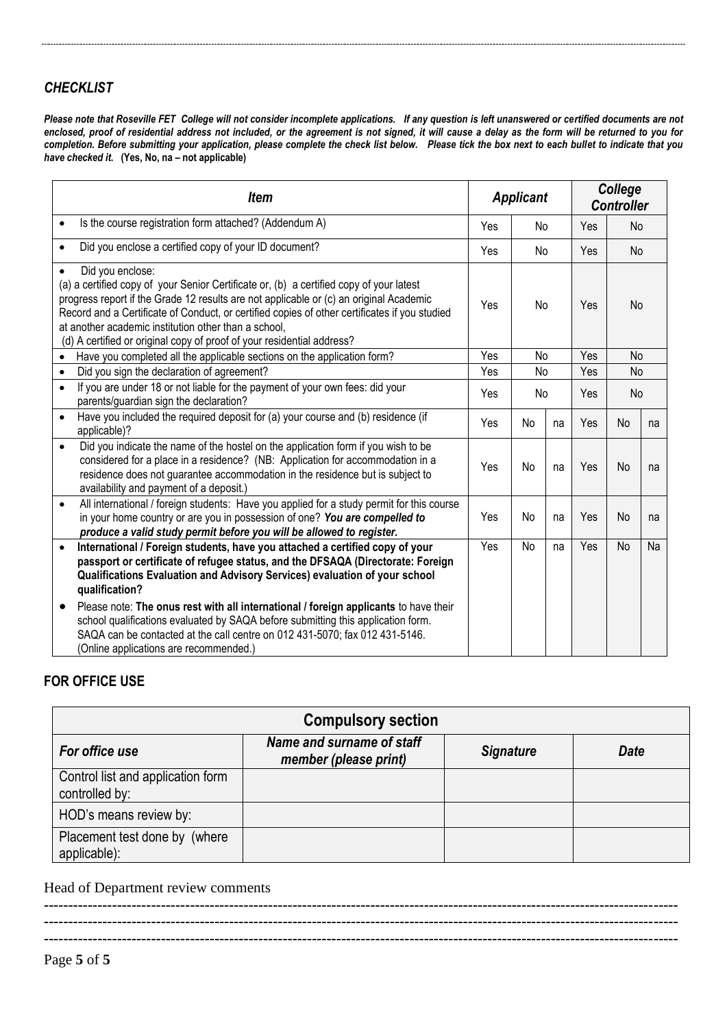## *CHECKLIST*

***Please note that Roseville FET College will not consider incomplete applications. If any question is left unanswered or certified documents are not enclosed, proof of residential address not included, or the agreement is not signed, it will cause a delay as the form will be returned to you for completion. Before submitting your application, please complete the check list below. Please tick the box next to each bullet to indicate that you have checked it.*** **(Yes, No, na – not applicable)**

| *Item* | *Applicant* | | | *College Controller* | | |
|---|---|---|---|---|---|---|
| • Is the course registration form attached? (Addendum A) | Yes | No | | Yes | No | |
| • Did you enclose a certified copy of your ID document? | Yes | No | | Yes | No | |
| • Did you enclose:<br>(a) a certified copy of your Senior Certificate or, (b) a certified copy of your latest progress report if the Grade 12 results are not applicable or (c) an original Academic Record and a Certificate of Conduct, or certified copies of other certificates if you studied at another academic institution other than a school,<br>(d) A certified or original copy of proof of your residential address? | Yes | No | | Yes | No | |
| • Have you completed all the applicable sections on the application form? | Yes | No | | Yes | No | |
| • Did you sign the declaration of agreement? | Yes | No | | Yes | No | |
| • If you are under 18 or not liable for the payment of your own fees: did your parents/guardian sign the declaration? | Yes | No | | Yes | No | |
| • Have you included the required deposit for (a) your course and (b) residence (if applicable)? | Yes | No | na | Yes | No | na |
| • Did you indicate the name of the hostel on the application form if you wish to be considered for a place in a residence? (NB: Application for accommodation in a residence does not guarantee accommodation in the residence but is subject to availability and payment of a deposit.) | Yes | No | na | Yes | No | na |
| • All international / foreign students: Have you applied for a study permit for this course in your home country or are you in possession of one? ***You are compelled to produce a valid study permit before you will be allowed to register.*** | Yes | No | na | Yes | No | na |
| • **International / Foreign students, have you attached a certified copy of your passport or certificate of refugee status, and the DFSAQA (Directorate: Foreign Qualifications Evaluation and Advisory Services) evaluation of your school qualification?**<br>• Please note: **The onus rest with all international / foreign applicants** to have their school qualifications evaluated by SAQA before submitting this application form. SAQA can be contacted at the call centre on 012 431-5070; fax 012 431-5146. (Online applications are recommended.) | Yes | No | na | Yes | No | Na |

## FOR OFFICE USE

| **Compulsory section** | | | |
|---|---|---|---|
| ***For office use*** | ***Name and surname of staff member (please print)*** | ***Signature*** | ***Date*** |
| Control list and application form controlled by: | | | |
| HOD's means review by: | | | |
| Placement test done by (where applicable): | | | |

Head of Department review comments

------------------------------------------------------------------------------------------------------------------------------------
------------------------------------------------------------------------------------------------------------------------------------
------------------------------------------------------------------------------------------------------------------------------------